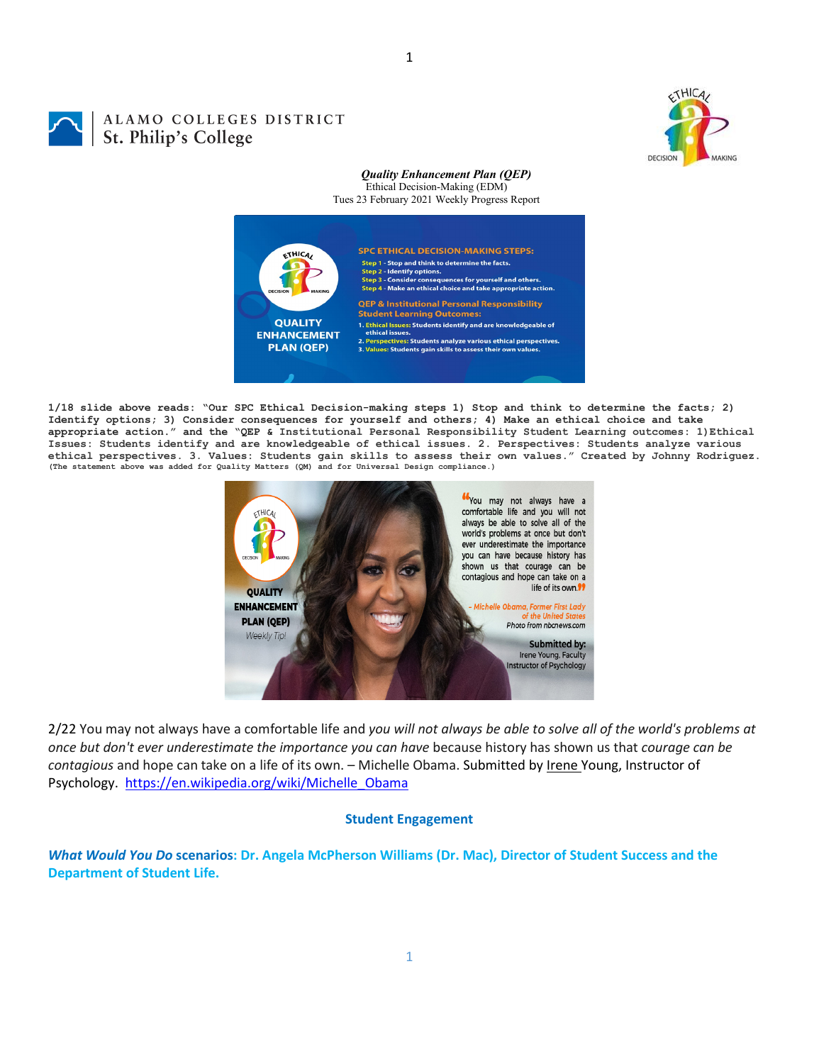ALAMO COLLEGES DISTRICT
St. Philip's College

***Quality Enhancement Plan (QEP)***
Ethical Decision-Making (EDM)
Tues 23 February 2021 Weekly Progress Report

**1/18 slide above reads: "Our SPC Ethical Decision-making steps 1) Stop and think to determine the facts; 2) Identify options; 3) Consider consequences for yourself and others; 4) Make an ethical choice and take appropriate action." and the "QEP & Institutional Personal Responsibility Student Learning outcomes: 1)Ethical Issues: Students identify and are knowledgeable of ethical issues. 2. Perspectives: Students analyze various ethical perspectives. 3. Values: Students gain skills to assess their own values." Created by Johnny Rodriguez.**
(The statement above was added for Quality Matters (QM) and for Universal Design compliance.)

2/22 You may not always have a comfortable life and *you will not always be able to solve all of the world's problems at once but don't ever underestimate the importance you can have* because history has shown us that *courage can be contagious* and hope can take on a life of its own. – Michelle Obama. Submitted by Irene Young, Instructor of Psychology. https://en.wikipedia.org/wiki/Michelle_Obama

## Student Engagement

***What Would You Do* scenarios: Dr. Angela McPherson Williams (Dr. Mac), Director of Student Success and the Department of Student Life.**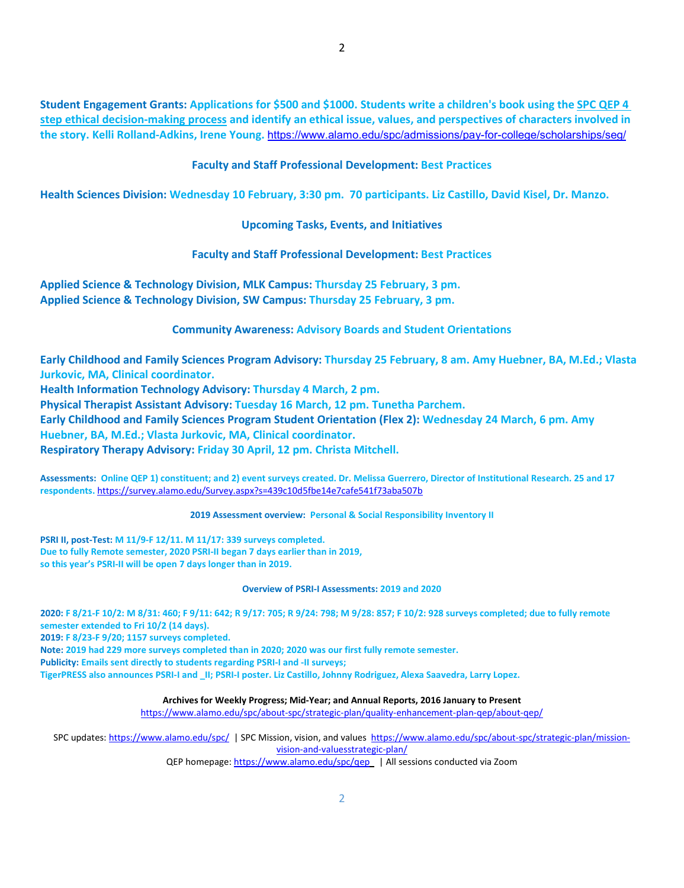**Student Engagement Grants:** Applications for $500 and $1000. Students write a children's book using the [SPC QEP 4 step ethical decision-making process] and identify an ethical issue, values, and perspectives of characters involved in the story. Kelli Rolland-Adkins, Irene Young. https://www.alamo.edu/spc/admissions/pay-for-college/scholarships/seg/

### Faculty and Staff Professional Development: Best Practices

**Health Sciences Division:** Wednesday 10 February, 3:30 pm. 70 participants. Liz Castillo, David Kisel, Dr. Manzo.

## Upcoming Tasks, Events, and Initiatives

### Faculty and Staff Professional Development: Best Practices

**Applied Science & Technology Division, MLK Campus:** Thursday 25 February, 3 pm.
**Applied Science & Technology Division, SW Campus:** Thursday 25 February, 3 pm.

### Community Awareness: Advisory Boards and Student Orientations

**Early Childhood and Family Sciences Program Advisory:** Thursday 25 February, 8 am. Amy Huebner, BA, M.Ed.; Vlasta Jurkovic, MA, Clinical coordinator.
**Health Information Technology Advisory:** Thursday 4 March, 2 pm.
**Physical Therapist Assistant Advisory:** Tuesday 16 March, 12 pm. Tunetha Parchem.
**Early Childhood and Family Sciences Program Student Orientation (Flex 2):** Wednesday 24 March, 6 pm. Amy Huebner, BA, M.Ed.; Vlasta Jurkovic, MA, Clinical coordinator.
**Respiratory Therapy Advisory:** Friday 30 April, 12 pm. Christa Mitchell.

**Assessments:** Online QEP 1) constituent; and 2) event surveys created. Dr. Melissa Guerrero, Director of Institutional Research. 25 and 17 respondents. https://survey.alamo.edu/Survey.aspx?s=439c10d5fbe14e7cafe541f73aba507b

### 2019 Assessment overview: Personal & Social Responsibility Inventory II

**PSRI II, post-Test:** M 11/9-F 12/11. M 11/17: 339 surveys completed.
Due to fully Remote semester, 2020 PSRI-II began 7 days earlier than in 2019, so this year's PSRI-II will be open 7 days longer than in 2019.

### Overview of PSRI-I Assessments: 2019 and 2020

**2020:** F 8/21-F 10/2: M 8/31: 460; F 9/11: 642; R 9/17: 705; R 9/24: 798; M 9/28: 857; F 10/2: 928 surveys completed; due to fully remote semester extended to Fri 10/2 (14 days).
**2019:** F 8/23-F 9/20; 1157 surveys completed.
**Note:** 2019 had 229 more surveys completed than in 2020; 2020 was our first fully remote semester.
**Publicity:** Emails sent directly to students regarding PSRI-I and -II surveys;
TigerPRESS also announces PSRI-I and _II; PSRI-I poster. Liz Castillo, Johnny Rodriguez, Alexa Saavedra, Larry Lopez.

**Archives for Weekly Progress; Mid-Year; and Annual Reports, 2016 January to Present**
https://www.alamo.edu/spc/about-spc/strategic-plan/quality-enhancement-plan-qep/about-qep/

SPC updates: https://www.alamo.edu/spc/ | SPC Mission, vision, and values https://www.alamo.edu/spc/about-spc/strategic-plan/mission-vision-and-valuesstrategic-plan/
QEP homepage: https://www.alamo.edu/spc/qep | All sessions conducted via Zoom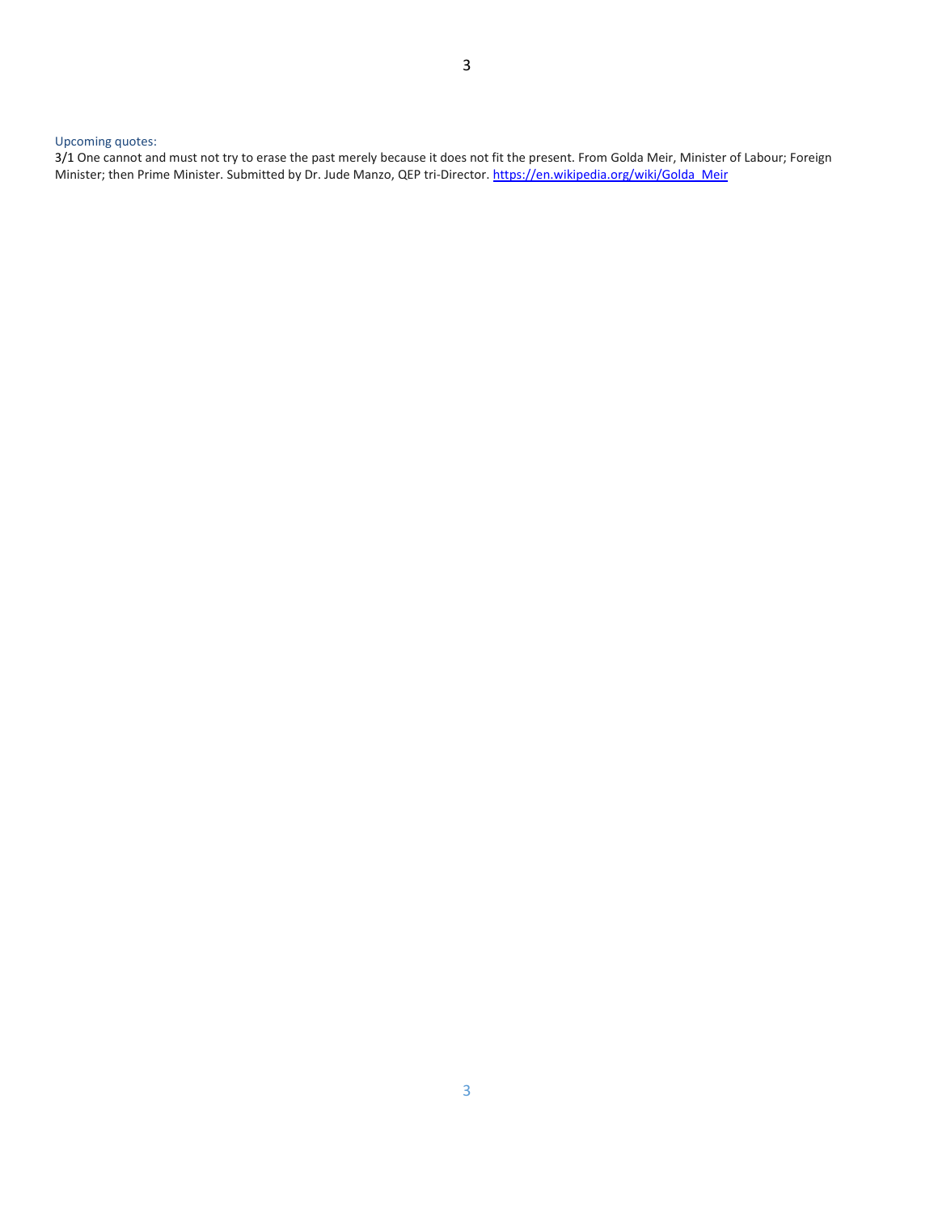Upcoming quotes:

3/1 One cannot and must not try to erase the past merely because it does not fit the present. From Golda Meir, Minister of Labour; Foreign Minister; then Prime Minister. Submitted by Dr. Jude Manzo, QEP tri-Director. https://en.wikipedia.org/wiki/Golda_Meir